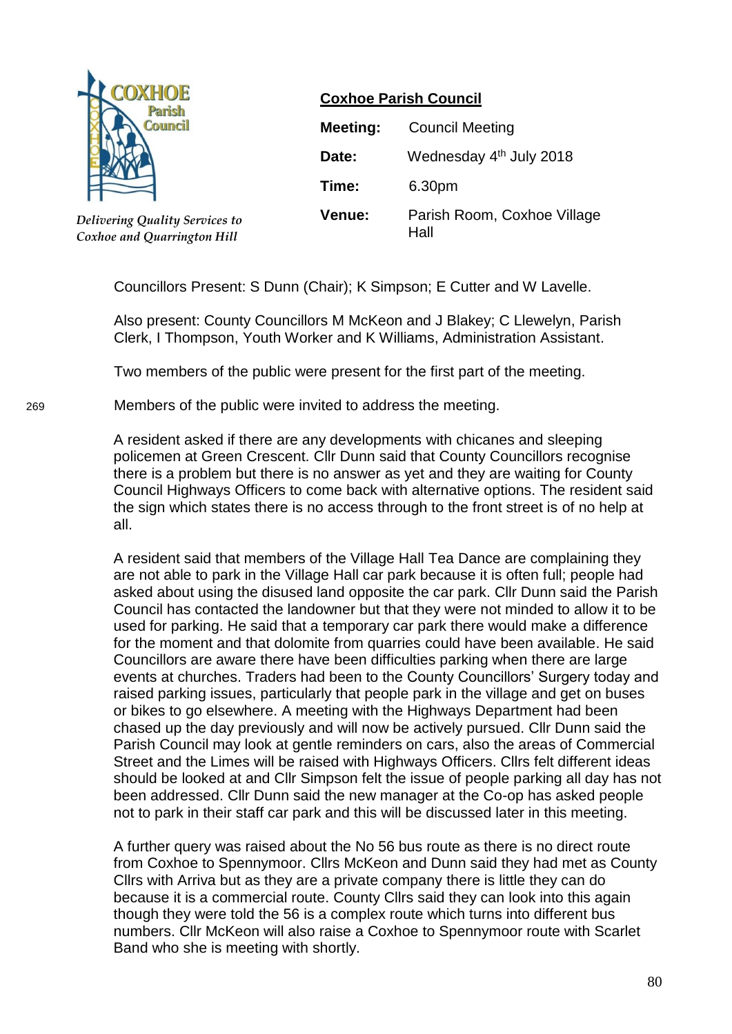COXHOE Parish Council

*Delivering Quality Services to Coxhoe and Quarrington Hill*

## Coxhoe Parish Council

| | |
|---|---|
| **Meeting:** | Council Meeting |
| **Date:** | Wednesday 4th July 2018 |
| **Time:** | 6.30pm |
| **Venue:** | Parish Room, Coxhoe Village Hall |

Councillors Present: S Dunn (Chair); K Simpson; E Cutter and W Lavelle.

Also present: County Councillors M McKeon and J Blakey; C Llewelyn, Parish Clerk, I Thompson, Youth Worker and K Williams, Administration Assistant.

Two members of the public were present for the first part of the meeting.

269 Members of the public were invited to address the meeting.

A resident asked if there are any developments with chicanes and sleeping policemen at Green Crescent. Cllr Dunn said that County Councillors recognise there is a problem but there is no answer as yet and they are waiting for County Council Highways Officers to come back with alternative options. The resident said the sign which states there is no access through to the front street is of no help at all.

A resident said that members of the Village Hall Tea Dance are complaining they are not able to park in the Village Hall car park because it is often full; people had asked about using the disused land opposite the car park. Cllr Dunn said the Parish Council has contacted the landowner but that they were not minded to allow it to be used for parking. He said that a temporary car park there would make a difference for the moment and that dolomite from quarries could have been available. He said Councillors are aware there have been difficulties parking when there are large events at churches. Traders had been to the County Councillors' Surgery today and raised parking issues, particularly that people park in the village and get on buses or bikes to go elsewhere. A meeting with the Highways Department had been chased up the day previously and will now be actively pursued. Cllr Dunn said the Parish Council may look at gentle reminders on cars, also the areas of Commercial Street and the Limes will be raised with Highways Officers. Cllrs felt different ideas should be looked at and Cllr Simpson felt the issue of people parking all day has not been addressed. Cllr Dunn said the new manager at the Co-op has asked people not to park in their staff car park and this will be discussed later in this meeting.

A further query was raised about the No 56 bus route as there is no direct route from Coxhoe to Spennymoor. Cllrs McKeon and Dunn said they had met as County Cllrs with Arriva but as they are a private company there is little they can do because it is a commercial route. County Cllrs said they can look into this again though they were told the 56 is a complex route which turns into different bus numbers. Cllr McKeon will also raise a Coxhoe to Spennymoor route with Scarlet Band who she is meeting with shortly.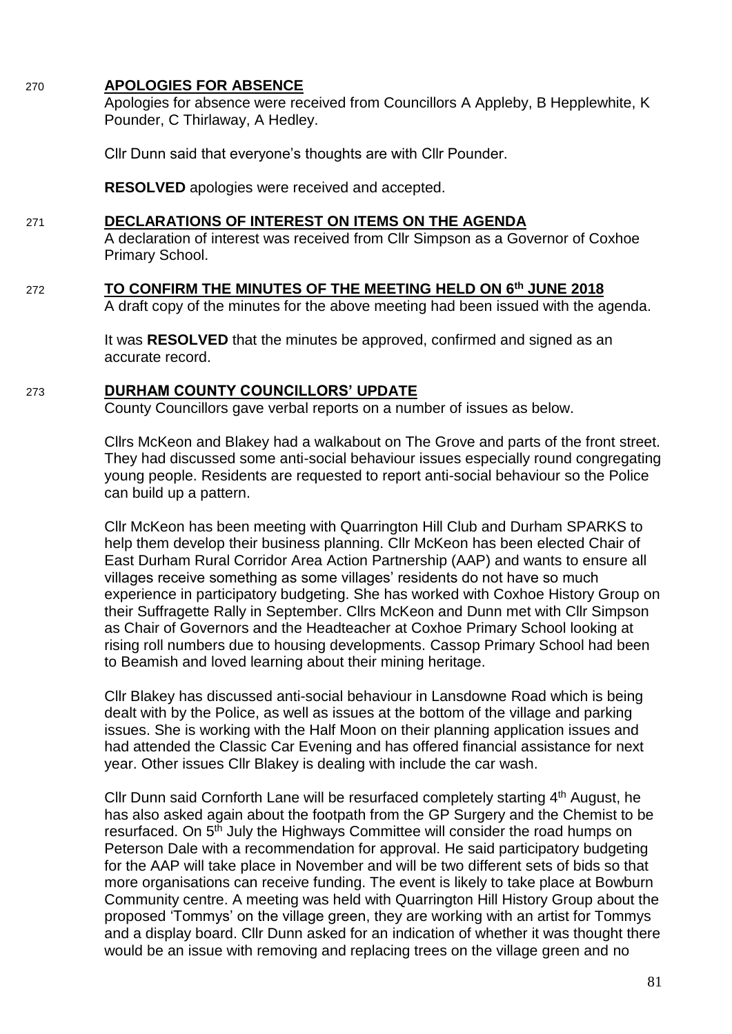270 **APOLOGIES FOR ABSENCE**

Apologies for absence were received from Councillors A Appleby, B Hepplewhite, K Pounder, C Thirlaway, A Hedley.

Cllr Dunn said that everyone's thoughts are with Cllr Pounder.

**RESOLVED** apologies were received and accepted.

271 **DECLARATIONS OF INTEREST ON ITEMS ON THE AGENDA**

A declaration of interest was received from Cllr Simpson as a Governor of Coxhoe Primary School.

272 **TO CONFIRM THE MINUTES OF THE MEETING HELD ON 6th JUNE 2018**

A draft copy of the minutes for the above meeting had been issued with the agenda.

It was **RESOLVED** that the minutes be approved, confirmed and signed as an accurate record.

273 **DURHAM COUNTY COUNCILLORS' UPDATE**

County Councillors gave verbal reports on a number of issues as below.

Cllrs McKeon and Blakey had a walkabout on The Grove and parts of the front street. They had discussed some anti-social behaviour issues especially round congregating young people. Residents are requested to report anti-social behaviour so the Police can build up a pattern.

Cllr McKeon has been meeting with Quarrington Hill Club and Durham SPARKS to help them develop their business planning. Cllr McKeon has been elected Chair of East Durham Rural Corridor Area Action Partnership (AAP) and wants to ensure all villages receive something as some villages' residents do not have so much experience in participatory budgeting. She has worked with Coxhoe History Group on their Suffragette Rally in September. Cllrs McKeon and Dunn met with Cllr Simpson as Chair of Governors and the Headteacher at Coxhoe Primary School looking at rising roll numbers due to housing developments. Cassop Primary School had been to Beamish and loved learning about their mining heritage.

Cllr Blakey has discussed anti-social behaviour in Lansdowne Road which is being dealt with by the Police, as well as issues at the bottom of the village and parking issues. She is working with the Half Moon on their planning application issues and had attended the Classic Car Evening and has offered financial assistance for next year. Other issues Cllr Blakey is dealing with include the car wash.

Cllr Dunn said Cornforth Lane will be resurfaced completely starting 4th August, he has also asked again about the footpath from the GP Surgery and the Chemist to be resurfaced. On 5th July the Highways Committee will consider the road humps on Peterson Dale with a recommendation for approval. He said participatory budgeting for the AAP will take place in November and will be two different sets of bids so that more organisations can receive funding. The event is likely to take place at Bowburn Community centre. A meeting was held with Quarrington Hill History Group about the proposed 'Tommys' on the village green, they are working with an artist for Tommys and a display board. Cllr Dunn asked for an indication of whether it was thought there would be an issue with removing and replacing trees on the village green and no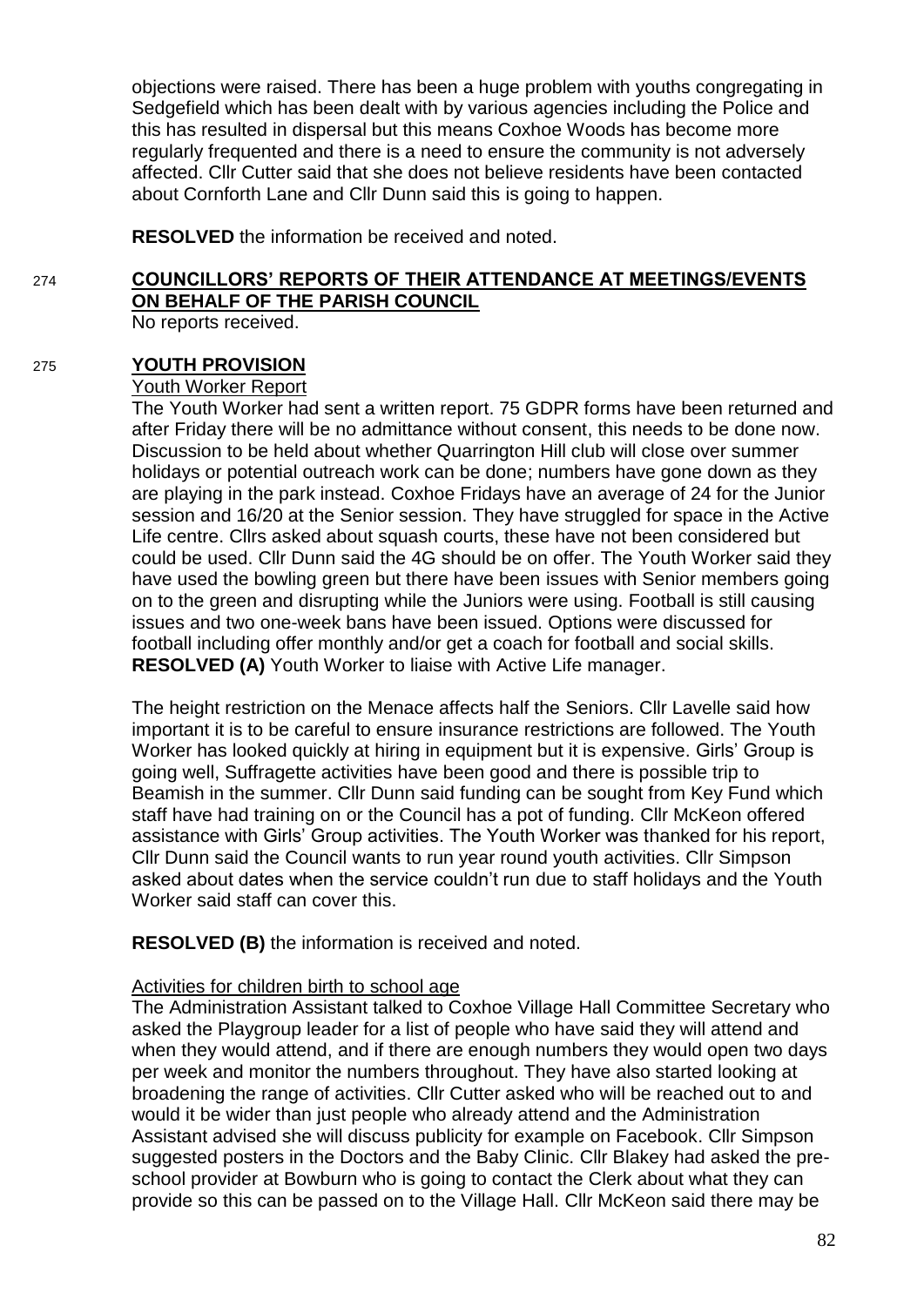objections were raised. There has been a huge problem with youths congregating in Sedgefield which has been dealt with by various agencies including the Police and this has resulted in dispersal but this means Coxhoe Woods has become more regularly frequented and there is a need to ensure the community is not adversely affected. Cllr Cutter said that she does not believe residents have been contacted about Cornforth Lane and Cllr Dunn said this is going to happen.

**RESOLVED** the information be received and noted.

## 274 COUNCILLORS' REPORTS OF THEIR ATTENDANCE AT MEETINGS/EVENTS ON BEHALF OF THE PARISH COUNCIL

No reports received.

## 275 YOUTH PROVISION

Youth Worker Report

The Youth Worker had sent a written report. 75 GDPR forms have been returned and after Friday there will be no admittance without consent, this needs to be done now. Discussion to be held about whether Quarrington Hill club will close over summer holidays or potential outreach work can be done; numbers have gone down as they are playing in the park instead. Coxhoe Fridays have an average of 24 for the Junior session and 16/20 at the Senior session. They have struggled for space in the Active Life centre. Cllrs asked about squash courts, these have not been considered but could be used. Cllr Dunn said the 4G should be on offer. The Youth Worker said they have used the bowling green but there have been issues with Senior members going on to the green and disrupting while the Juniors were using. Football is still causing issues and two one-week bans have been issued. Options were discussed for football including offer monthly and/or get a coach for football and social skills.
**RESOLVED (A)** Youth Worker to liaise with Active Life manager.

The height restriction on the Menace affects half the Seniors. Cllr Lavelle said how important it is to be careful to ensure insurance restrictions are followed. The Youth Worker has looked quickly at hiring in equipment but it is expensive. Girls' Group is going well, Suffragette activities have been good and there is possible trip to Beamish in the summer. Cllr Dunn said funding can be sought from Key Fund which staff have had training on or the Council has a pot of funding. Cllr McKeon offered assistance with Girls' Group activities. The Youth Worker was thanked for his report, Cllr Dunn said the Council wants to run year round youth activities. Cllr Simpson asked about dates when the service couldn't run due to staff holidays and the Youth Worker said staff can cover this.

**RESOLVED (B)** the information is received and noted.

Activities for children birth to school age

The Administration Assistant talked to Coxhoe Village Hall Committee Secretary who asked the Playgroup leader for a list of people who have said they will attend and when they would attend, and if there are enough numbers they would open two days per week and monitor the numbers throughout. They have also started looking at broadening the range of activities. Cllr Cutter asked who will be reached out to and would it be wider than just people who already attend and the Administration Assistant advised she will discuss publicity for example on Facebook. Cllr Simpson suggested posters in the Doctors and the Baby Clinic. Cllr Blakey had asked the pre-school provider at Bowburn who is going to contact the Clerk about what they can provide so this can be passed on to the Village Hall. Cllr McKeon said there may be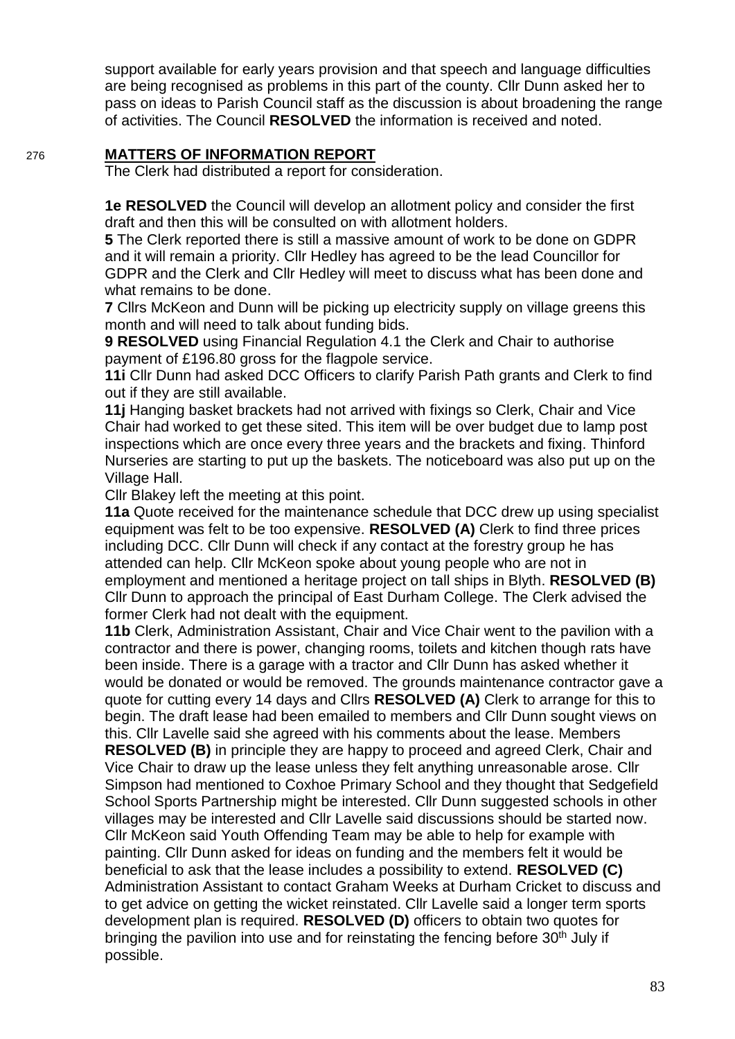support available for early years provision and that speech and language difficulties are being recognised as problems in this part of the county. Cllr Dunn asked her to pass on ideas to Parish Council staff as the discussion is about broadening the range of activities. The Council **RESOLVED** the information is received and noted.

## 276 MATTERS OF INFORMATION REPORT

The Clerk had distributed a report for consideration.

**1e RESOLVED** the Council will develop an allotment policy and consider the first draft and then this will be consulted on with allotment holders.

**5** The Clerk reported there is still a massive amount of work to be done on GDPR and it will remain a priority. Cllr Hedley has agreed to be the lead Councillor for GDPR and the Clerk and Cllr Hedley will meet to discuss what has been done and what remains to be done.

**7** Cllrs McKeon and Dunn will be picking up electricity supply on village greens this month and will need to talk about funding bids.

**9 RESOLVED** using Financial Regulation 4.1 the Clerk and Chair to authorise payment of £196.80 gross for the flagpole service.

**11i** Cllr Dunn had asked DCC Officers to clarify Parish Path grants and Clerk to find out if they are still available.

**11j** Hanging basket brackets had not arrived with fixings so Clerk, Chair and Vice Chair had worked to get these sited. This item will be over budget due to lamp post inspections which are once every three years and the brackets and fixing. Thinford Nurseries are starting to put up the baskets. The noticeboard was also put up on the Village Hall.

Cllr Blakey left the meeting at this point.

**11a** Quote received for the maintenance schedule that DCC drew up using specialist equipment was felt to be too expensive. **RESOLVED (A)** Clerk to find three prices including DCC. Cllr Dunn will check if any contact at the forestry group he has attended can help. Cllr McKeon spoke about young people who are not in employment and mentioned a heritage project on tall ships in Blyth. **RESOLVED (B)** Cllr Dunn to approach the principal of East Durham College. The Clerk advised the former Clerk had not dealt with the equipment.

**11b** Clerk, Administration Assistant, Chair and Vice Chair went to the pavilion with a contractor and there is power, changing rooms, toilets and kitchen though rats have been inside. There is a garage with a tractor and Cllr Dunn has asked whether it would be donated or would be removed. The grounds maintenance contractor gave a quote for cutting every 14 days and Cllrs **RESOLVED (A)** Clerk to arrange for this to begin. The draft lease had been emailed to members and Cllr Dunn sought views on this. Cllr Lavelle said she agreed with his comments about the lease. Members **RESOLVED (B)** in principle they are happy to proceed and agreed Clerk, Chair and Vice Chair to draw up the lease unless they felt anything unreasonable arose. Cllr Simpson had mentioned to Coxhoe Primary School and they thought that Sedgefield School Sports Partnership might be interested. Cllr Dunn suggested schools in other villages may be interested and Cllr Lavelle said discussions should be started now. Cllr McKeon said Youth Offending Team may be able to help for example with painting. Cllr Dunn asked for ideas on funding and the members felt it would be beneficial to ask that the lease includes a possibility to extend. **RESOLVED (C)** Administration Assistant to contact Graham Weeks at Durham Cricket to discuss and to get advice on getting the wicket reinstated. Cllr Lavelle said a longer term sports development plan is required. **RESOLVED (D)** officers to obtain two quotes for bringing the pavilion into use and for reinstating the fencing before 30th July if possible.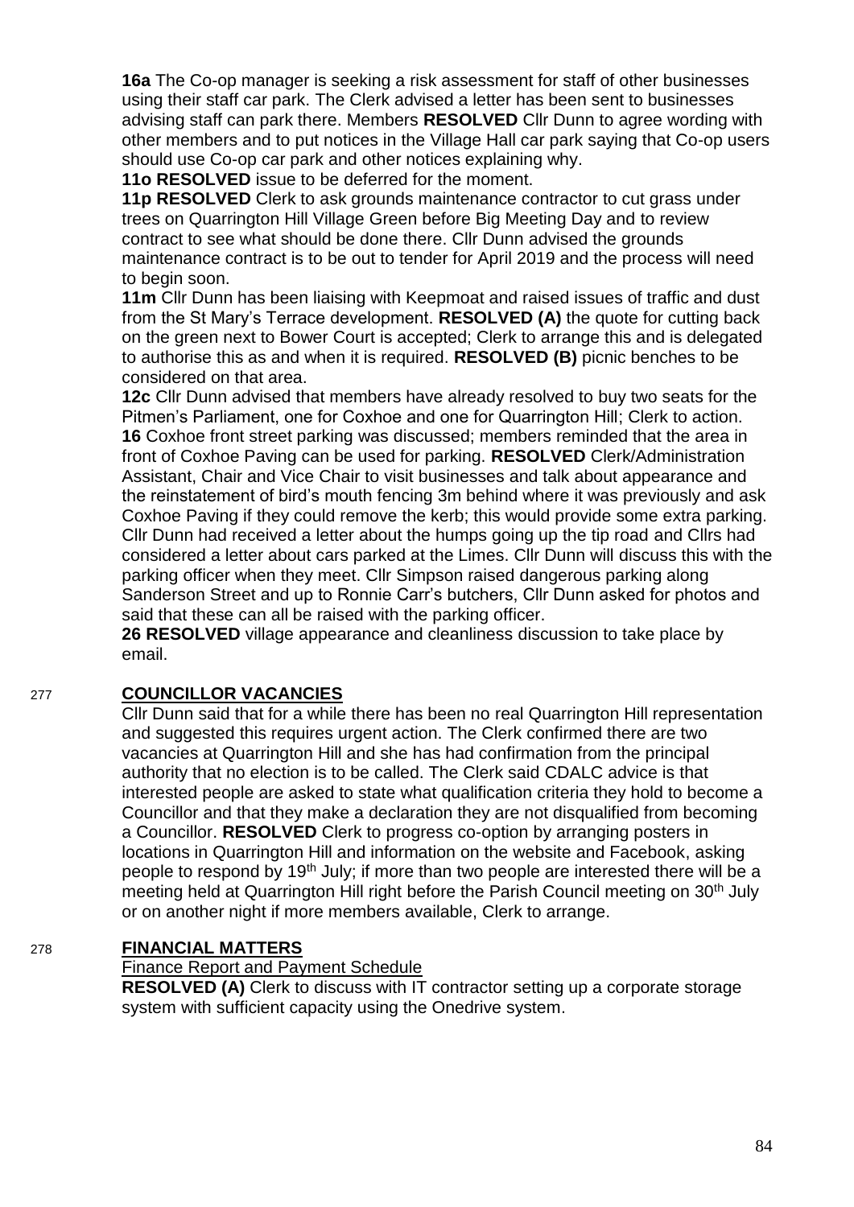**16a** The Co-op manager is seeking a risk assessment for staff of other businesses using their staff car park. The Clerk advised a letter has been sent to businesses advising staff can park there. Members **RESOLVED** Cllr Dunn to agree wording with other members and to put notices in the Village Hall car park saying that Co-op users should use Co-op car park and other notices explaining why.

**11o RESOLVED** issue to be deferred for the moment.

**11p RESOLVED** Clerk to ask grounds maintenance contractor to cut grass under trees on Quarrington Hill Village Green before Big Meeting Day and to review contract to see what should be done there. Cllr Dunn advised the grounds maintenance contract is to be out to tender for April 2019 and the process will need to begin soon.

**11m** Cllr Dunn has been liaising with Keepmoat and raised issues of traffic and dust from the St Mary's Terrace development. **RESOLVED (A)** the quote for cutting back on the green next to Bower Court is accepted; Clerk to arrange this and is delegated to authorise this as and when it is required. **RESOLVED (B)** picnic benches to be considered on that area.

**12c** Cllr Dunn advised that members have already resolved to buy two seats for the Pitmen's Parliament, one for Coxhoe and one for Quarrington Hill; Clerk to action.

**16** Coxhoe front street parking was discussed; members reminded that the area in front of Coxhoe Paving can be used for parking. **RESOLVED** Clerk/Administration Assistant, Chair and Vice Chair to visit businesses and talk about appearance and the reinstatement of bird's mouth fencing 3m behind where it was previously and ask Coxhoe Paving if they could remove the kerb; this would provide some extra parking. Cllr Dunn had received a letter about the humps going up the tip road and Cllrs had considered a letter about cars parked at the Limes. Cllr Dunn will discuss this with the parking officer when they meet. Cllr Simpson raised dangerous parking along Sanderson Street and up to Ronnie Carr's butchers, Cllr Dunn asked for photos and said that these can all be raised with the parking officer.

**26 RESOLVED** village appearance and cleanliness discussion to take place by email.

## 277 COUNCILLOR VACANCIES

Cllr Dunn said that for a while there has been no real Quarrington Hill representation and suggested this requires urgent action. The Clerk confirmed there are two vacancies at Quarrington Hill and she has had confirmation from the principal authority that no election is to be called. The Clerk said CDALC advice is that interested people are asked to state what qualification criteria they hold to become a Councillor and that they make a declaration they are not disqualified from becoming a Councillor. **RESOLVED** Clerk to progress co-option by arranging posters in locations in Quarrington Hill and information on the website and Facebook, asking people to respond by 19th July; if more than two people are interested there will be a meeting held at Quarrington Hill right before the Parish Council meeting on 30th July or on another night if more members available, Clerk to arrange.

## 278 FINANCIAL MATTERS

Finance Report and Payment Schedule

**RESOLVED (A)** Clerk to discuss with IT contractor setting up a corporate storage system with sufficient capacity using the Onedrive system.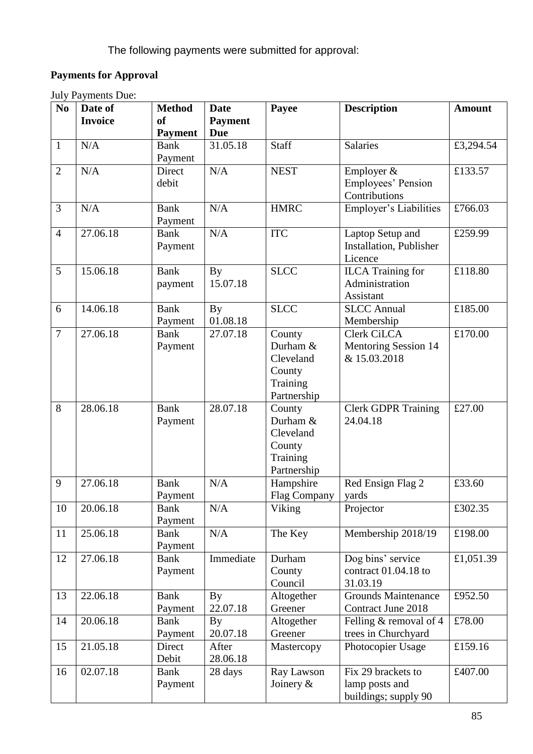The following payments were submitted for approval:

**Payments for Approval**

July Payments Due:

| No | Date of Invoice | Method of Payment | Date Payment Due | Payee | Description | Amount |
|---|---|---|---|---|---|---|
| 1 | N/A | Bank Payment | 31.05.18 | Staff | Salaries | £3,294.54 |
| 2 | N/A | Direct debit | N/A | NEST | Employer & Employees' Pension Contributions | £133.57 |
| 3 | N/A | Bank Payment | N/A | HMRC | Employer's Liabilities | £766.03 |
| 4 | 27.06.18 | Bank Payment | N/A | ITC | Laptop Setup and Installation, Publisher Licence | £259.99 |
| 5 | 15.06.18 | Bank payment | By 15.07.18 | SLCC | ILCA Training for Administration Assistant | £118.80 |
| 6 | 14.06.18 | Bank Payment | By 01.08.18 | SLCC | SLCC Annual Membership | £185.00 |
| 7 | 27.06.18 | Bank Payment | 27.07.18 | County Durham & Cleveland County Training Partnership | Clerk CiLCA Mentoring Session 14 & 15.03.2018 | £170.00 |
| 8 | 28.06.18 | Bank Payment | 28.07.18 | County Durham & Cleveland County Training Partnership | Clerk GDPR Training 24.04.18 | £27.00 |
| 9 | 27.06.18 | Bank Payment | N/A | Hampshire Flag Company | Red Ensign Flag 2 yards | £33.60 |
| 10 | 20.06.18 | Bank Payment | N/A | Viking | Projector | £302.35 |
| 11 | 25.06.18 | Bank Payment | N/A | The Key | Membership 2018/19 | £198.00 |
| 12 | 27.06.18 | Bank Payment | Immediate | Durham County Council | Dog bins' service contract 01.04.18 to 31.03.19 | £1,051.39 |
| 13 | 22.06.18 | Bank Payment | By 22.07.18 | Altogether Greener | Grounds Maintenance Contract June 2018 | £952.50 |
| 14 | 20.06.18 | Bank Payment | By 20.07.18 | Altogether Greener | Felling & removal of 4 trees in Churchyard | £78.00 |
| 15 | 21.05.18 | Direct Debit | After 28.06.18 | Mastercopy | Photocopier Usage | £159.16 |
| 16 | 02.07.18 | Bank Payment | 28 days | Ray Lawson Joinery & | Fix 29 brackets to lamp posts and buildings; supply 90 | £407.00 |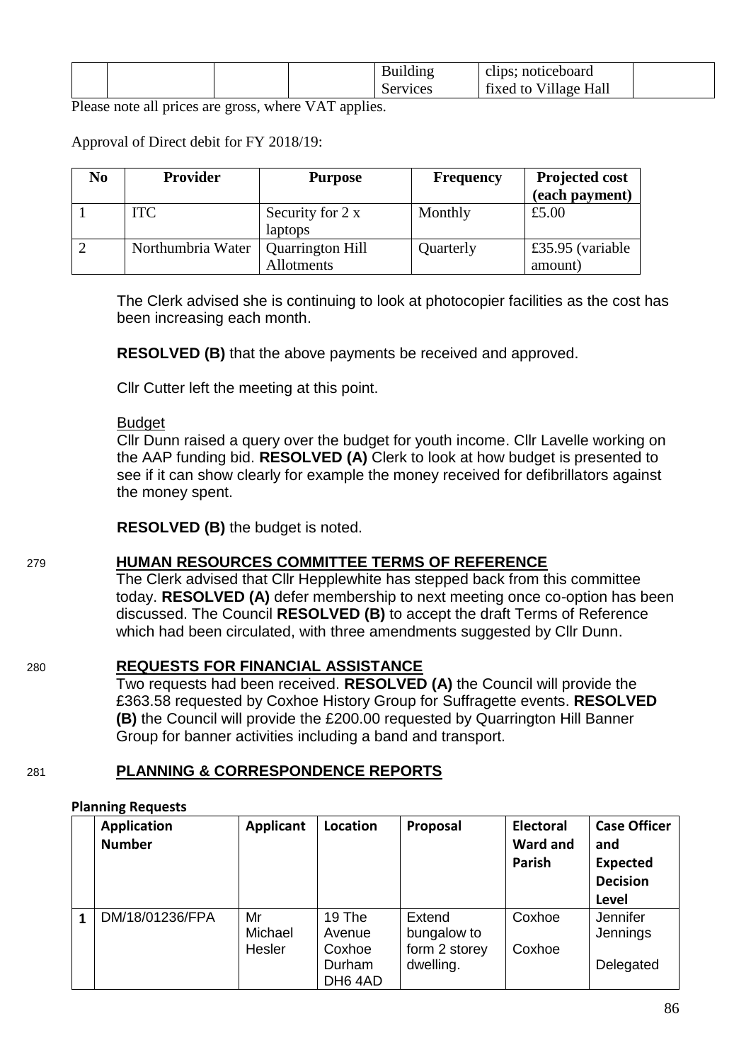|  |  |  |  | Building Services | clips; noticeboard fixed to Village Hall |  |
|---|---|---|---|---|---|---|

Please note all prices are gross, where VAT applies.

Approval of Direct debit for FY 2018/19:

| No | Provider | Purpose | Frequency | Projected cost (each payment) |
|---|---|---|---|---|
| 1 | ITC | Security for 2 x laptops | Monthly | £5.00 |
| 2 | Northumbria Water | Quarrington Hill Allotments | Quarterly | £35.95 (variable amount) |

The Clerk advised she is continuing to look at photocopier facilities as the cost has been increasing each month.

**RESOLVED (B)** that the above payments be received and approved.

Cllr Cutter left the meeting at this point.

Budget

Cllr Dunn raised a query over the budget for youth income. Cllr Lavelle working on the AAP funding bid. **RESOLVED (A)** Clerk to look at how budget is presented to see if it can show clearly for example the money received for defibrillators against the money spent.

**RESOLVED (B)** the budget is noted.

## 279 HUMAN RESOURCES COMMITTEE TERMS OF REFERENCE

The Clerk advised that Cllr Hepplewhite has stepped back from this committee today. **RESOLVED (A)** defer membership to next meeting once co-option has been discussed. The Council **RESOLVED (B)** to accept the draft Terms of Reference which had been circulated, with three amendments suggested by Cllr Dunn.

## 280 REQUESTS FOR FINANCIAL ASSISTANCE

Two requests had been received. **RESOLVED (A)** the Council will provide the £363.58 requested by Coxhoe History Group for Suffragette events. **RESOLVED (B)** the Council will provide the £200.00 requested by Quarrington Hill Banner Group for banner activities including a band and transport.

## 281 PLANNING & CORRESPONDENCE REPORTS

**Planning Requests**

|  | Application Number | Applicant | Location | Proposal | Electoral Ward and Parish | Case Officer and Expected Decision Level |
|---|---|---|---|---|---|---|
| 1 | DM/18/01236/FPA | Mr Michael Hesler | 19 The Avenue Coxhoe Durham DH6 4AD | Extend bungalow to form 2 storey dwelling. | Coxhoe<br>Coxhoe | Jennifer Jennings<br>Delegated |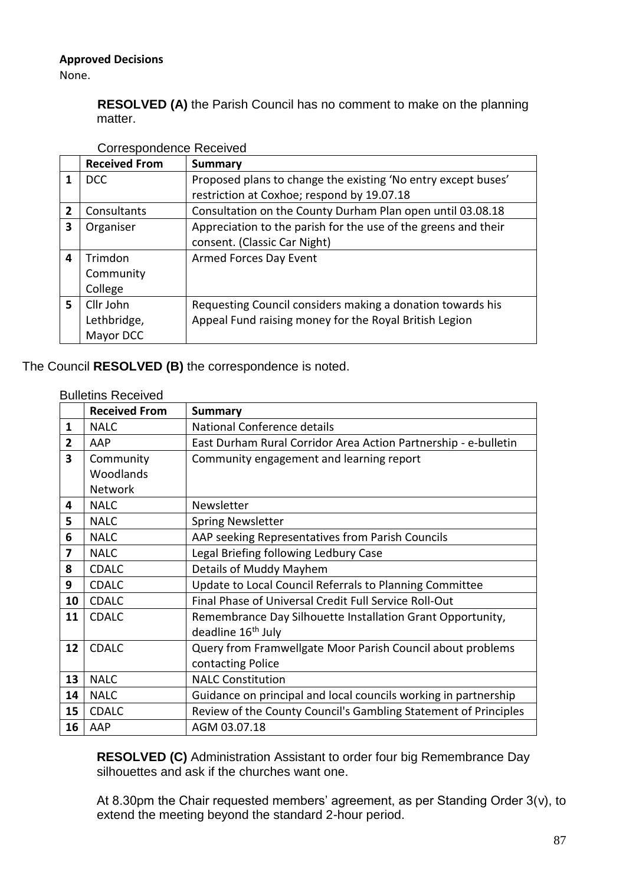**Approved Decisions**

None.

**RESOLVED (A)** the Parish Council has no comment to make on the planning matter.

Correspondence Received

| | Received From | Summary |
|---|---|---|
| 1 | DCC | Proposed plans to change the existing 'No entry except buses' restriction at Coxhoe; respond by 19.07.18 |
| 2 | Consultants | Consultation on the County Durham Plan open until 03.08.18 |
| 3 | Organiser | Appreciation to the parish for the use of the greens and their consent. (Classic Car Night) |
| 4 | Trimdon Community College | Armed Forces Day Event |
| 5 | Cllr John Lethbridge, Mayor DCC | Requesting Council considers making a donation towards his Appeal Fund raising money for the Royal British Legion |

The Council **RESOLVED (B)** the correspondence is noted.

Bulletins Received

| | Received From | Summary |
|---|---|---|
| 1 | NALC | National Conference details |
| 2 | AAP | East Durham Rural Corridor Area Action Partnership - e-bulletin |
| 3 | Community Woodlands Network | Community engagement and learning report |
| 4 | NALC | Newsletter |
| 5 | NALC | Spring Newsletter |
| 6 | NALC | AAP seeking Representatives from Parish Councils |
| 7 | NALC | Legal Briefing following Ledbury Case |
| 8 | CDALC | Details of Muddy Mayhem |
| 9 | CDALC | Update to Local Council Referrals to Planning Committee |
| 10 | CDALC | Final Phase of Universal Credit Full Service Roll-Out |
| 11 | CDALC | Remembrance Day Silhouette Installation Grant Opportunity, deadline 16th July |
| 12 | CDALC | Query from Framwellgate Moor Parish Council about problems contacting Police |
| 13 | NALC | NALC Constitution |
| 14 | NALC | Guidance on principal and local councils working in partnership |
| 15 | CDALC | Review of the County Council's Gambling Statement of Principles |
| 16 | AAP | AGM 03.07.18 |

**RESOLVED (C)** Administration Assistant to order four big Remembrance Day silhouettes and ask if the churches want one.

At 8.30pm the Chair requested members' agreement, as per Standing Order 3(v), to extend the meeting beyond the standard 2-hour period.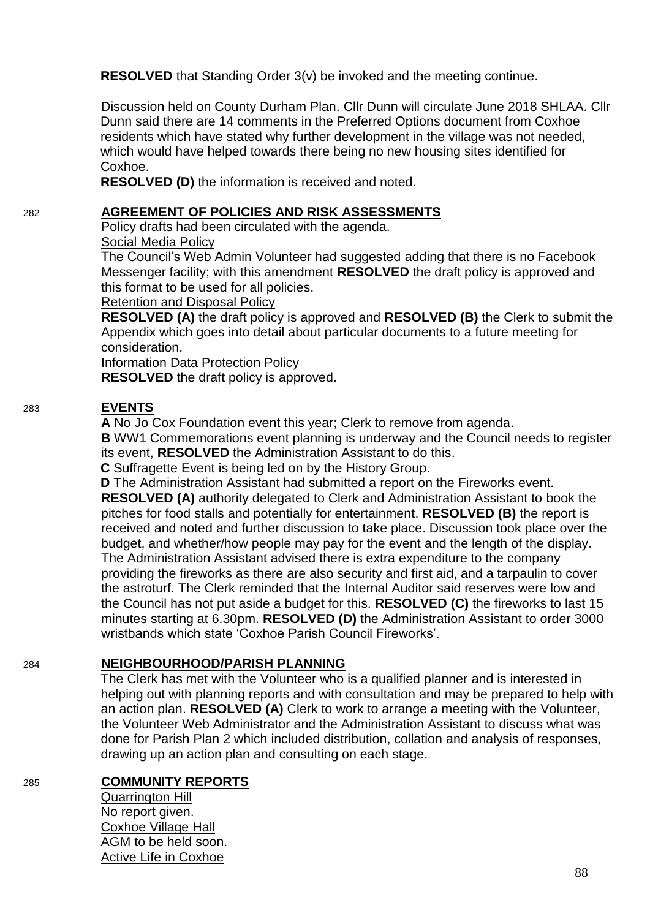**RESOLVED** that Standing Order 3(v) be invoked and the meeting continue.

Discussion held on County Durham Plan. Cllr Dunn will circulate June 2018 SHLAA. Cllr Dunn said there are 14 comments in the Preferred Options document from Coxhoe residents which have stated why further development in the village was not needed, which would have helped towards there being no new housing sites identified for Coxhoe.

**RESOLVED (D)** the information is received and noted.

282 **AGREEMENT OF POLICIES AND RISK ASSESSMENTS**

Policy drafts had been circulated with the agenda.

Social Media Policy

The Council's Web Admin Volunteer had suggested adding that there is no Facebook Messenger facility; with this amendment **RESOLVED** the draft policy is approved and this format to be used for all policies.

Retention and Disposal Policy

**RESOLVED (A)** the draft policy is approved and **RESOLVED (B)** the Clerk to submit the Appendix which goes into detail about particular documents to a future meeting for consideration.

Information Data Protection Policy

**RESOLVED** the draft policy is approved.

283 **EVENTS**

**A** No Jo Cox Foundation event this year; Clerk to remove from agenda.

**B** WW1 Commemorations event planning is underway and the Council needs to register its event, **RESOLVED** the Administration Assistant to do this.

**C** Suffragette Event is being led on by the History Group.

**D** The Administration Assistant had submitted a report on the Fireworks event. **RESOLVED (A)** authority delegated to Clerk and Administration Assistant to book the pitches for food stalls and potentially for entertainment. **RESOLVED (B)** the report is received and noted and further discussion to take place. Discussion took place over the budget, and whether/how people may pay for the event and the length of the display. The Administration Assistant advised there is extra expenditure to the company providing the fireworks as there are also security and first aid, and a tarpaulin to cover the astroturf. The Clerk reminded that the Internal Auditor said reserves were low and the Council has not put aside a budget for this. **RESOLVED (C)** the fireworks to last 15 minutes starting at 6.30pm. **RESOLVED (D)** the Administration Assistant to order 3000 wristbands which state 'Coxhoe Parish Council Fireworks'.

284 **NEIGHBOURHOOD/PARISH PLANNING**

The Clerk has met with the Volunteer who is a qualified planner and is interested in helping out with planning reports and with consultation and may be prepared to help with an action plan. **RESOLVED (A)** Clerk to work to arrange a meeting with the Volunteer, the Volunteer Web Administrator and the Administration Assistant to discuss what was done for Parish Plan 2 which included distribution, collation and analysis of responses, drawing up an action plan and consulting on each stage.

285 **COMMUNITY REPORTS**

Quarrington Hill

No report given.

Coxhoe Village Hall

AGM to be held soon.

Active Life in Coxhoe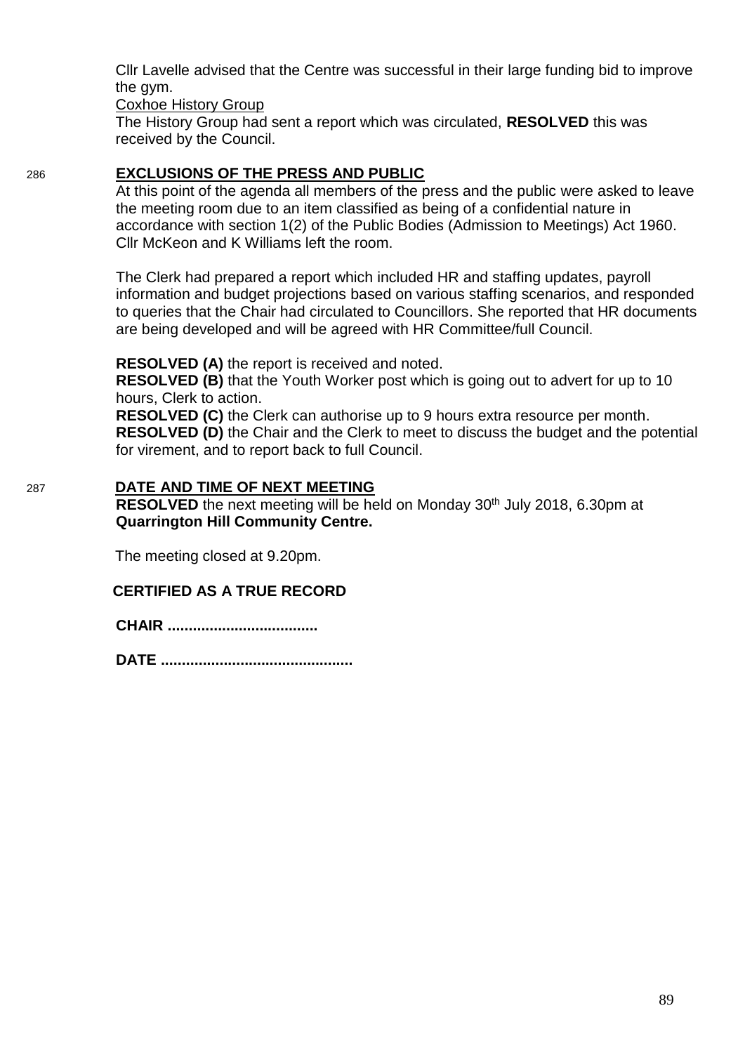Cllr Lavelle advised that the Centre was successful in their large funding bid to improve the gym.

Coxhoe History Group

The History Group had sent a report which was circulated, **RESOLVED** this was received by the Council.

286 **EXCLUSIONS OF THE PRESS AND PUBLIC**

At this point of the agenda all members of the press and the public were asked to leave the meeting room due to an item classified as being of a confidential nature in accordance with section 1(2) of the Public Bodies (Admission to Meetings) Act 1960. Cllr McKeon and K Williams left the room.

The Clerk had prepared a report which included HR and staffing updates, payroll information and budget projections based on various staffing scenarios, and responded to queries that the Chair had circulated to Councillors. She reported that HR documents are being developed and will be agreed with HR Committee/full Council.

**RESOLVED (A)** the report is received and noted.
**RESOLVED (B)** that the Youth Worker post which is going out to advert for up to 10 hours, Clerk to action.
**RESOLVED (C)** the Clerk can authorise up to 9 hours extra resource per month.
**RESOLVED (D)** the Chair and the Clerk to meet to discuss the budget and the potential for virement, and to report back to full Council.

287 **DATE AND TIME OF NEXT MEETING**

**RESOLVED** the next meeting will be held on Monday 30th July 2018, 6.30pm at **Quarrington Hill Community Centre.**

The meeting closed at 9.20pm.

**CERTIFIED AS A TRUE RECORD**

**CHAIR ....................................**

**DATE ..............................................**